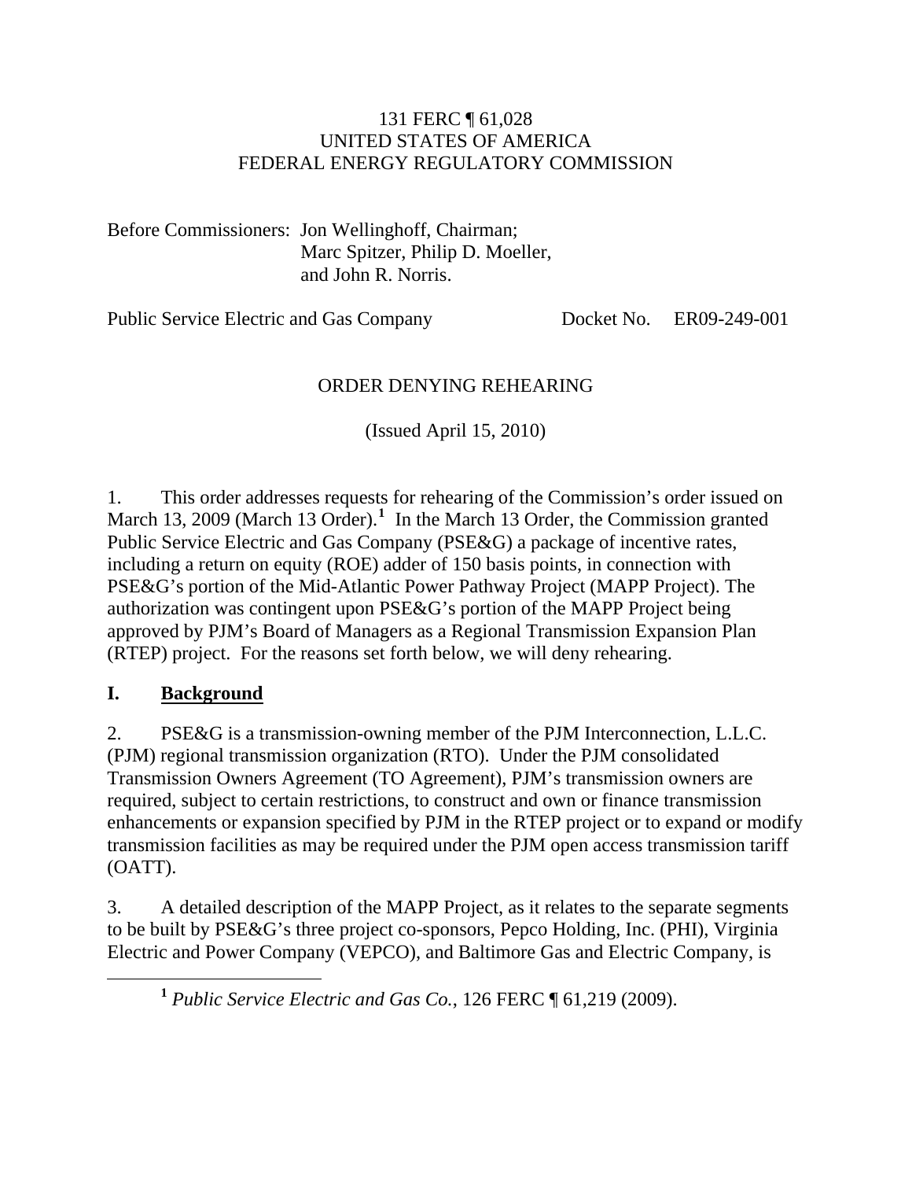131 FERC ¶ 61,028
UNITED STATES OF AMERICA
FEDERAL ENERGY REGULATORY COMMISSION

Before Commissioners: Jon Wellinghoff, Chairman;
Marc Spitzer, Philip D. Moeller,
and John R. Norris.

Public Service Electric and Gas Company Docket No. ER09-249-001

ORDER DENYING REHEARING

(Issued April 15, 2010)

1. This order addresses requests for rehearing of the Commission's order issued on March 13, 2009 (March 13 Order).[1] In the March 13 Order, the Commission granted Public Service Electric and Gas Company (PSE&G) a package of incentive rates, including a return on equity (ROE) adder of 150 basis points, in connection with PSE&G's portion of the Mid-Atlantic Power Pathway Project (MAPP Project). The authorization was contingent upon PSE&G's portion of the MAPP Project being approved by PJM's Board of Managers as a Regional Transmission Expansion Plan (RTEP) project. For the reasons set forth below, we will deny rehearing.

## I. Background

2. PSE&G is a transmission-owning member of the PJM Interconnection, L.L.C. (PJM) regional transmission organization (RTO). Under the PJM consolidated Transmission Owners Agreement (TO Agreement), PJM's transmission owners are required, subject to certain restrictions, to construct and own or finance transmission enhancements or expansion specified by PJM in the RTEP project or to expand or modify transmission facilities as may be required under the PJM open access transmission tariff (OATT).

3. A detailed description of the MAPP Project, as it relates to the separate segments to be built by PSE&G's three project co-sponsors, Pepco Holding, Inc. (PHI), Virginia Electric and Power Company (VEPCO), and Baltimore Gas and Electric Company, is

[1] *Public Service Electric and Gas Co.*, 126 FERC ¶ 61,219 (2009).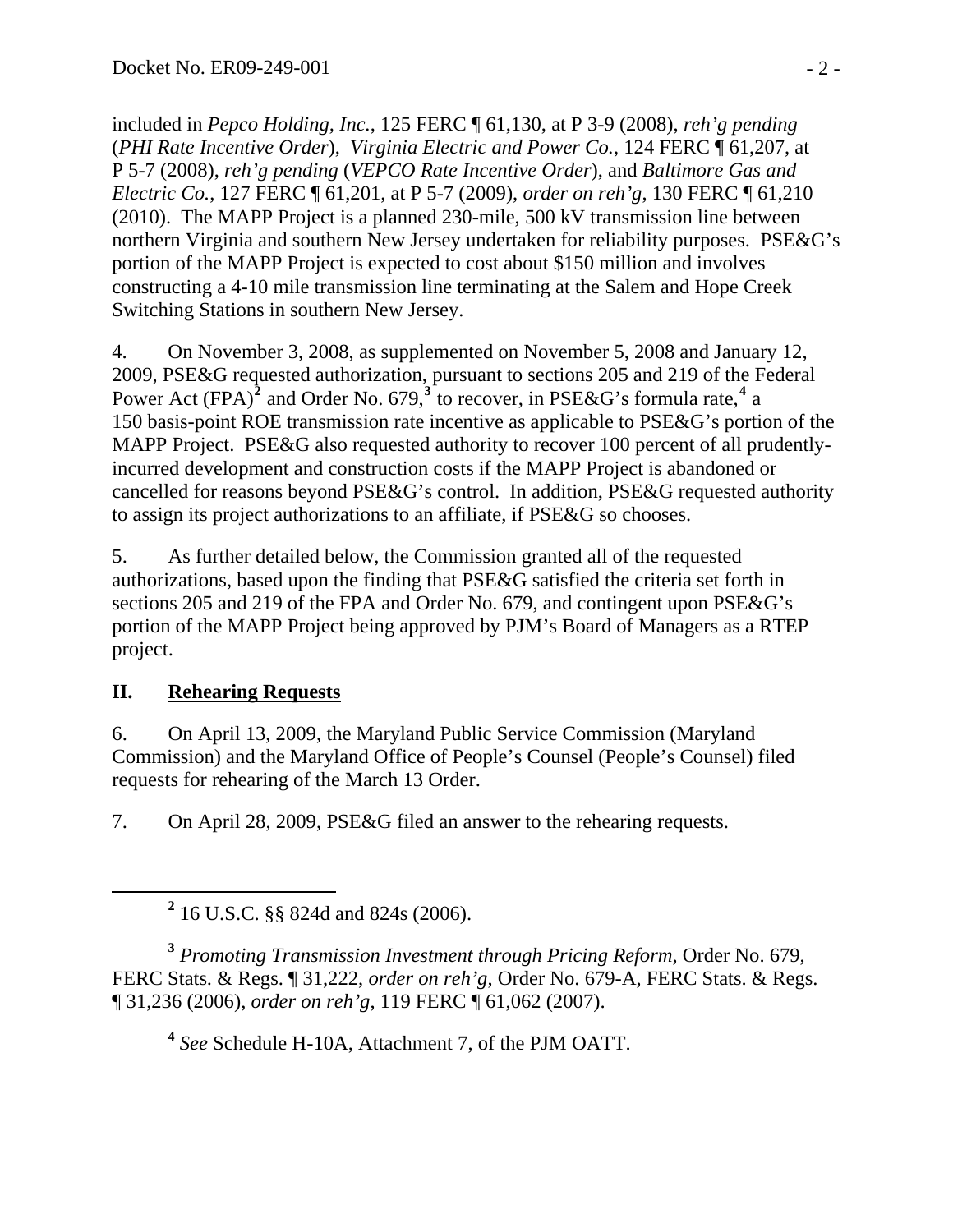included in *Pepco Holding, Inc.*, 125 FERC ¶ 61,130, at P 3-9 (2008), *reh'g pending* (*PHI Rate Incentive Order*), *Virginia Electric and Power Co.*, 124 FERC ¶ 61,207, at P 5-7 (2008), *reh'g pending* (*VEPCO Rate Incentive Order*), and *Baltimore Gas and Electric Co.*, 127 FERC ¶ 61,201, at P 5-7 (2009), *order on reh'g*, 130 FERC ¶ 61,210 (2010). The MAPP Project is a planned 230-mile, 500 kV transmission line between northern Virginia and southern New Jersey undertaken for reliability purposes. PSE&G's portion of the MAPP Project is expected to cost about \$150 million and involves constructing a 4-10 mile transmission line terminating at the Salem and Hope Creek Switching Stations in southern New Jersey.

4. On November 3, 2008, as supplemented on November 5, 2008 and January 12, 2009, PSE&G requested authorization, pursuant to sections 205 and 219 of the Federal Power Act (FPA)[2] and Order No. 679,[3] to recover, in PSE&G's formula rate,[4] a 150 basis-point ROE transmission rate incentive as applicable to PSE&G's portion of the MAPP Project. PSE&G also requested authority to recover 100 percent of all prudently-incurred development and construction costs if the MAPP Project is abandoned or cancelled for reasons beyond PSE&G's control. In addition, PSE&G requested authority to assign its project authorizations to an affiliate, if PSE&G so chooses.

5. As further detailed below, the Commission granted all of the requested authorizations, based upon the finding that PSE&G satisfied the criteria set forth in sections 205 and 219 of the FPA and Order No. 679, and contingent upon PSE&G's portion of the MAPP Project being approved by PJM's Board of Managers as a RTEP project.

## II. Rehearing Requests

6. On April 13, 2009, the Maryland Public Service Commission (Maryland Commission) and the Maryland Office of People's Counsel (People's Counsel) filed requests for rehearing of the March 13 Order.

7. On April 28, 2009, PSE&G filed an answer to the rehearing requests.

---

[2] 16 U.S.C. §§ 824d and 824s (2006).

[3] *Promoting Transmission Investment through Pricing Reform*, Order No. 679, FERC Stats. & Regs. ¶ 31,222, *order on reh'g*, Order No. 679-A, FERC Stats. & Regs. ¶ 31,236 (2006), *order on reh'g*, 119 FERC ¶ 61,062 (2007).

[4] *See* Schedule H-10A, Attachment 7, of the PJM OATT.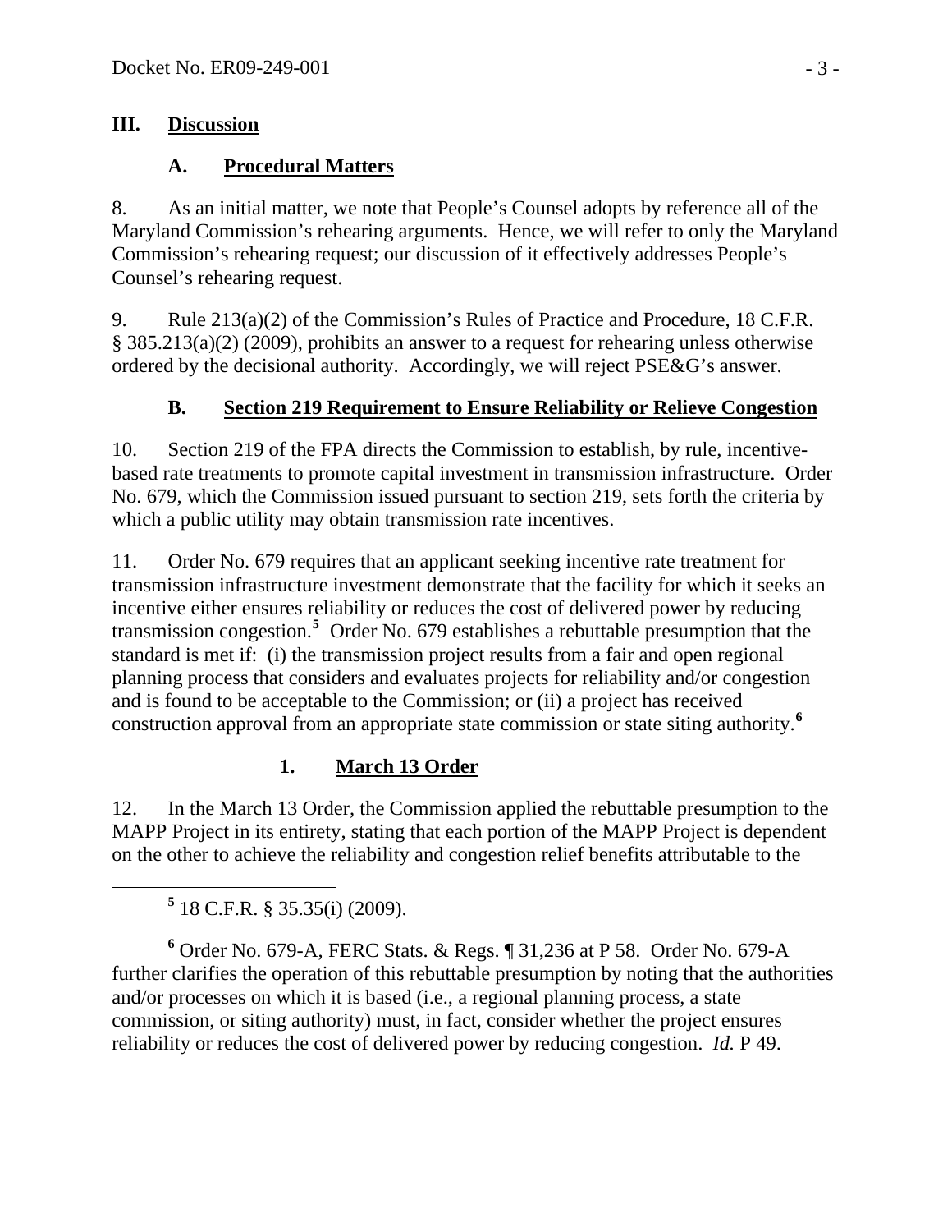## III. Discussion

### A. Procedural Matters

8. As an initial matter, we note that People's Counsel adopts by reference all of the Maryland Commission's rehearing arguments. Hence, we will refer to only the Maryland Commission's rehearing request; our discussion of it effectively addresses People's Counsel's rehearing request.

9. Rule 213(a)(2) of the Commission's Rules of Practice and Procedure, 18 C.F.R. § 385.213(a)(2) (2009), prohibits an answer to a request for rehearing unless otherwise ordered by the decisional authority. Accordingly, we will reject PSE&G's answer.

### B. Section 219 Requirement to Ensure Reliability or Relieve Congestion

10. Section 219 of the FPA directs the Commission to establish, by rule, incentive-based rate treatments to promote capital investment in transmission infrastructure. Order No. 679, which the Commission issued pursuant to section 219, sets forth the criteria by which a public utility may obtain transmission rate incentives.

11. Order No. 679 requires that an applicant seeking incentive rate treatment for transmission infrastructure investment demonstrate that the facility for which it seeks an incentive either ensures reliability or reduces the cost of delivered power by reducing transmission congestion.[5] Order No. 679 establishes a rebuttable presumption that the standard is met if: (i) the transmission project results from a fair and open regional planning process that considers and evaluates projects for reliability and/or congestion and is found to be acceptable to the Commission; or (ii) a project has received construction approval from an appropriate state commission or state siting authority.[6]

#### 1. March 13 Order

12. In the March 13 Order, the Commission applied the rebuttable presumption to the MAPP Project in its entirety, stating that each portion of the MAPP Project is dependent on the other to achieve the reliability and congestion relief benefits attributable to the

[5] 18 C.F.R. § 35.35(i) (2009).

[6] Order No. 679-A, FERC Stats. & Regs. ¶ 31,236 at P 58. Order No. 679-A further clarifies the operation of this rebuttable presumption by noting that the authorities and/or processes on which it is based (i.e., a regional planning process, a state commission, or siting authority) must, in fact, consider whether the project ensures reliability or reduces the cost of delivered power by reducing congestion. *Id.* P 49.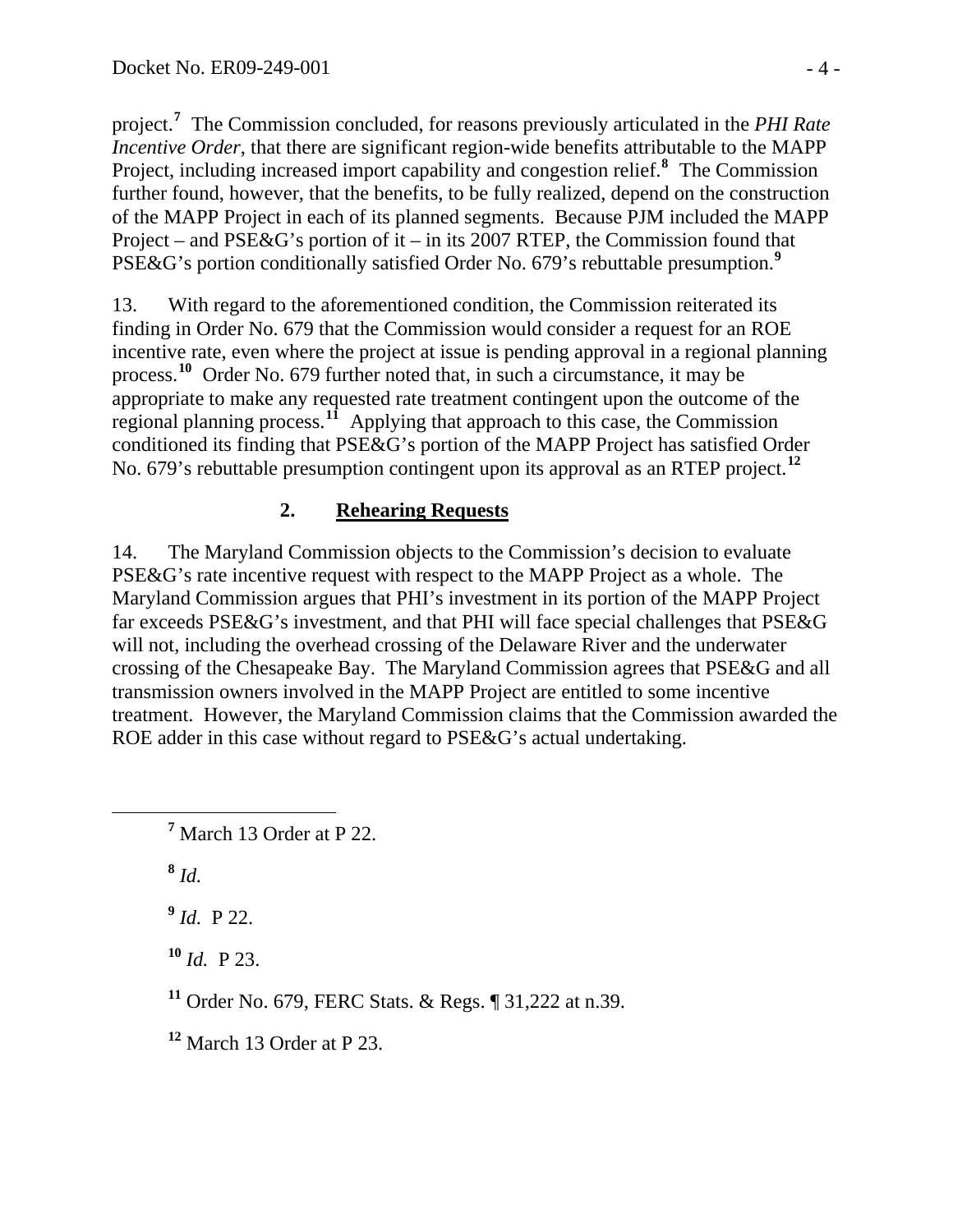project.[7] The Commission concluded, for reasons previously articulated in the *PHI Rate Incentive Order*, that there are significant region-wide benefits attributable to the MAPP Project, including increased import capability and congestion relief.[8] The Commission further found, however, that the benefits, to be fully realized, depend on the construction of the MAPP Project in each of its planned segments. Because PJM included the MAPP Project – and PSE&G's portion of it – in its 2007 RTEP, the Commission found that PSE&G's portion conditionally satisfied Order No. 679's rebuttable presumption.[9]

13. With regard to the aforementioned condition, the Commission reiterated its finding in Order No. 679 that the Commission would consider a request for an ROE incentive rate, even where the project at issue is pending approval in a regional planning process.[10] Order No. 679 further noted that, in such a circumstance, it may be appropriate to make any requested rate treatment contingent upon the outcome of the regional planning process.[11] Applying that approach to this case, the Commission conditioned its finding that PSE&G's portion of the MAPP Project has satisfied Order No. 679's rebuttable presumption contingent upon its approval as an RTEP project.[12]

## 2. Rehearing Requests

14. The Maryland Commission objects to the Commission's decision to evaluate PSE&G's rate incentive request with respect to the MAPP Project as a whole. The Maryland Commission argues that PHI's investment in its portion of the MAPP Project far exceeds PSE&G's investment, and that PHI will face special challenges that PSE&G will not, including the overhead crossing of the Delaware River and the underwater crossing of the Chesapeake Bay. The Maryland Commission agrees that PSE&G and all transmission owners involved in the MAPP Project are entitled to some incentive treatment. However, the Maryland Commission claims that the Commission awarded the ROE adder in this case without regard to PSE&G's actual undertaking.

[7] March 13 Order at P 22.

[8] *Id.*

[9] *Id.* P 22.

[10] *Id.* P 23.

[11] Order No. 679, FERC Stats. & Regs. ¶ 31,222 at n.39.

[12] March 13 Order at P 23.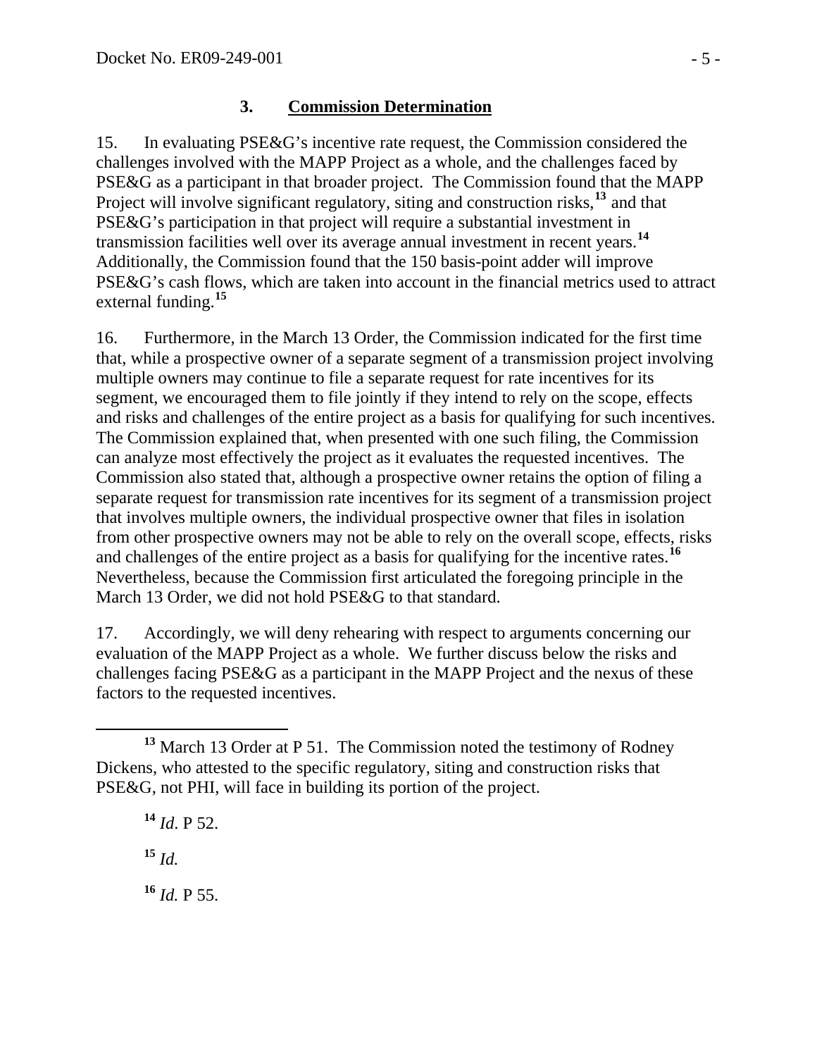### 3. **Commission Determination**

15. In evaluating PSE&G's incentive rate request, the Commission considered the challenges involved with the MAPP Project as a whole, and the challenges faced by PSE&G as a participant in that broader project. The Commission found that the MAPP Project will involve significant regulatory, siting and construction risks,[13] and that PSE&G's participation in that project will require a substantial investment in transmission facilities well over its average annual investment in recent years.[14] Additionally, the Commission found that the 150 basis-point adder will improve PSE&G's cash flows, which are taken into account in the financial metrics used to attract external funding.[15]

16. Furthermore, in the March 13 Order, the Commission indicated for the first time that, while a prospective owner of a separate segment of a transmission project involving multiple owners may continue to file a separate request for rate incentives for its segment, we encouraged them to file jointly if they intend to rely on the scope, effects and risks and challenges of the entire project as a basis for qualifying for such incentives. The Commission explained that, when presented with one such filing, the Commission can analyze most effectively the project as it evaluates the requested incentives. The Commission also stated that, although a prospective owner retains the option of filing a separate request for transmission rate incentives for its segment of a transmission project that involves multiple owners, the individual prospective owner that files in isolation from other prospective owners may not be able to rely on the overall scope, effects, risks and challenges of the entire project as a basis for qualifying for the incentive rates.[16] Nevertheless, because the Commission first articulated the foregoing principle in the March 13 Order, we did not hold PSE&G to that standard.

17. Accordingly, we will deny rehearing with respect to arguments concerning our evaluation of the MAPP Project as a whole. We further discuss below the risks and challenges facing PSE&G as a participant in the MAPP Project and the nexus of these factors to the requested incentives.

---

[13] March 13 Order at P 51. The Commission noted the testimony of Rodney Dickens, who attested to the specific regulatory, siting and construction risks that PSE&G, not PHI, will face in building its portion of the project.

[14] *Id*. P 52.

[15] *Id.*

[16] *Id.* P 55.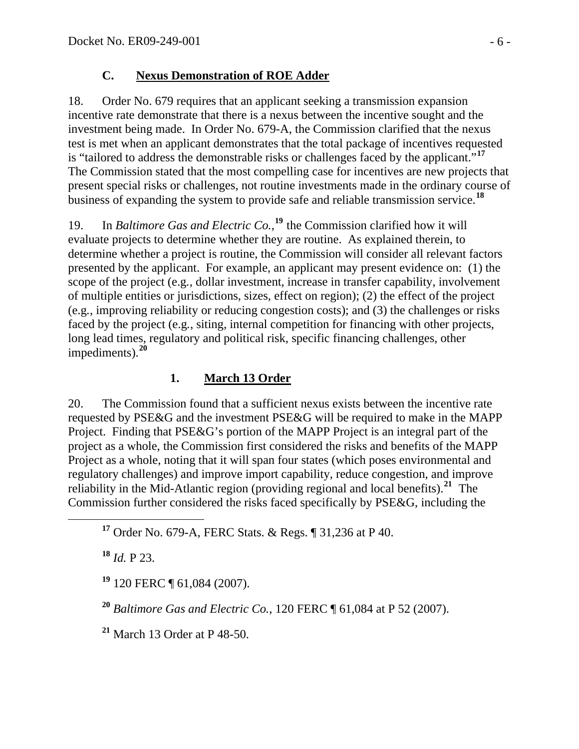### C. Nexus Demonstration of ROE Adder

18. Order No. 679 requires that an applicant seeking a transmission expansion incentive rate demonstrate that there is a nexus between the incentive sought and the investment being made. In Order No. 679-A, the Commission clarified that the nexus test is met when an applicant demonstrates that the total package of incentives requested is "tailored to address the demonstrable risks or challenges faced by the applicant."[17] The Commission stated that the most compelling case for incentives are new projects that present special risks or challenges, not routine investments made in the ordinary course of business of expanding the system to provide safe and reliable transmission service.[18]

19. In *Baltimore Gas and Electric Co.*,[19] the Commission clarified how it will evaluate projects to determine whether they are routine. As explained therein, to determine whether a project is routine, the Commission will consider all relevant factors presented by the applicant. For example, an applicant may present evidence on: (1) the scope of the project (e.g., dollar investment, increase in transfer capability, involvement of multiple entities or jurisdictions, sizes, effect on region); (2) the effect of the project (e.g., improving reliability or reducing congestion costs); and (3) the challenges or risks faced by the project (e.g., siting, internal competition for financing with other projects, long lead times, regulatory and political risk, specific financing challenges, other impediments).[20]

#### 1. March 13 Order

20. The Commission found that a sufficient nexus exists between the incentive rate requested by PSE&G and the investment PSE&G will be required to make in the MAPP Project. Finding that PSE&G's portion of the MAPP Project is an integral part of the project as a whole, the Commission first considered the risks and benefits of the MAPP Project as a whole, noting that it will span four states (which poses environmental and regulatory challenges) and improve import capability, reduce congestion, and improve reliability in the Mid-Atlantic region (providing regional and local benefits).[21] The Commission further considered the risks faced specifically by PSE&G, including the

---

[17] Order No. 679-A, FERC Stats. & Regs. ¶ 31,236 at P 40.

[18] *Id.* P 23.

[19] 120 FERC ¶ 61,084 (2007).

[20] *Baltimore Gas and Electric Co.*, 120 FERC ¶ 61,084 at P 52 (2007).

[21] March 13 Order at P 48-50.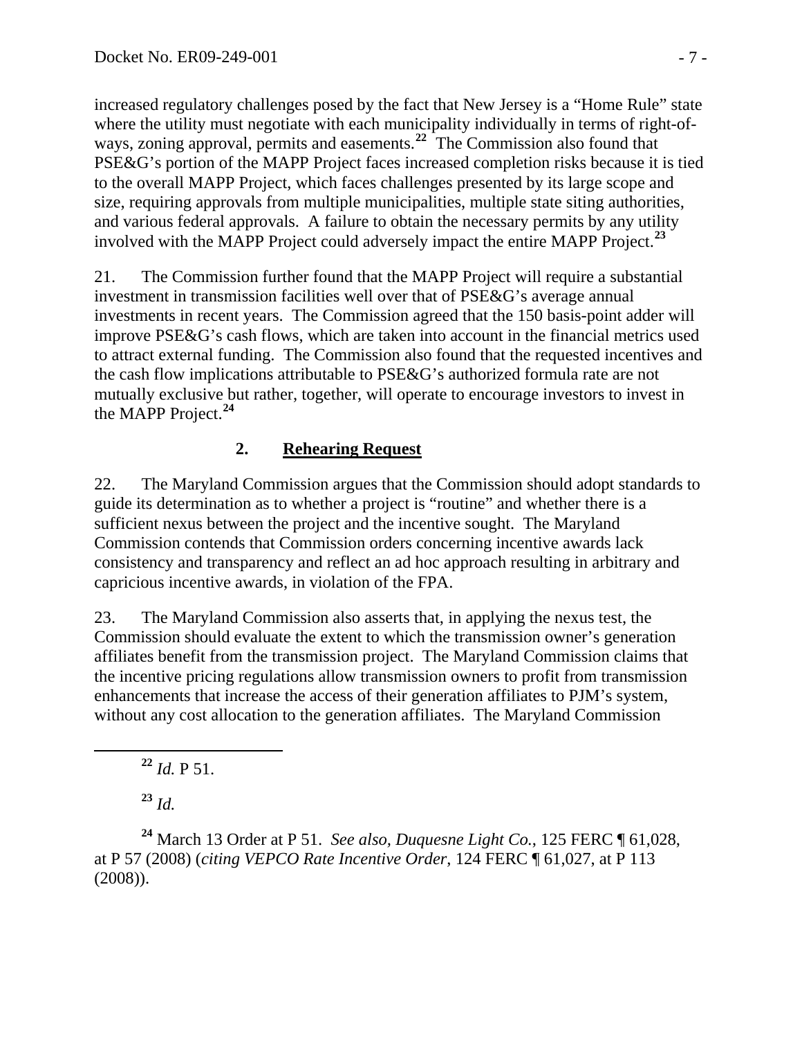increased regulatory challenges posed by the fact that New Jersey is a "Home Rule" state where the utility must negotiate with each municipality individually in terms of right-of-ways, zoning approval, permits and easements.[22] The Commission also found that PSE&G's portion of the MAPP Project faces increased completion risks because it is tied to the overall MAPP Project, which faces challenges presented by its large scope and size, requiring approvals from multiple municipalities, multiple state siting authorities, and various federal approvals. A failure to obtain the necessary permits by any utility involved with the MAPP Project could adversely impact the entire MAPP Project.[23]

21. The Commission further found that the MAPP Project will require a substantial investment in transmission facilities well over that of PSE&G's average annual investments in recent years. The Commission agreed that the 150 basis-point adder will improve PSE&G's cash flows, which are taken into account in the financial metrics used to attract external funding. The Commission also found that the requested incentives and the cash flow implications attributable to PSE&G's authorized formula rate are not mutually exclusive but rather, together, will operate to encourage investors to invest in the MAPP Project.[24]

### 2. Rehearing Request

22. The Maryland Commission argues that the Commission should adopt standards to guide its determination as to whether a project is "routine" and whether there is a sufficient nexus between the project and the incentive sought. The Maryland Commission contends that Commission orders concerning incentive awards lack consistency and transparency and reflect an ad hoc approach resulting in arbitrary and capricious incentive awards, in violation of the FPA.

23. The Maryland Commission also asserts that, in applying the nexus test, the Commission should evaluate the extent to which the transmission owner's generation affiliates benefit from the transmission project. The Maryland Commission claims that the incentive pricing regulations allow transmission owners to profit from transmission enhancements that increase the access of their generation affiliates to PJM's system, without any cost allocation to the generation affiliates. The Maryland Commission

---

[22] *Id.* P 51.

[23] *Id.*

[24] March 13 Order at P 51. *See also*, *Duquesne Light Co.*, 125 FERC ¶ 61,028, at P 57 (2008) (*citing VEPCO Rate Incentive Order*, 124 FERC ¶ 61,027, at P 113 (2008)).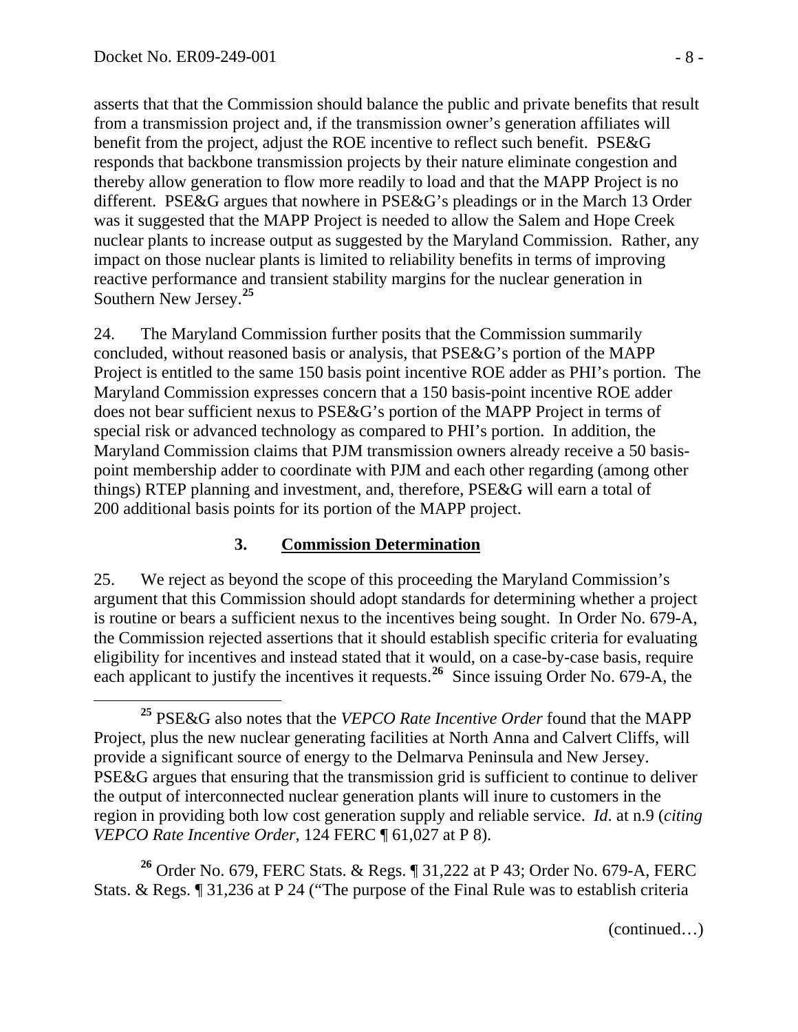asserts that that the Commission should balance the public and private benefits that result from a transmission project and, if the transmission owner's generation affiliates will benefit from the project, adjust the ROE incentive to reflect such benefit. PSE&G responds that backbone transmission projects by their nature eliminate congestion and thereby allow generation to flow more readily to load and that the MAPP Project is no different. PSE&G argues that nowhere in PSE&G's pleadings or in the March 13 Order was it suggested that the MAPP Project is needed to allow the Salem and Hope Creek nuclear plants to increase output as suggested by the Maryland Commission. Rather, any impact on those nuclear plants is limited to reliability benefits in terms of improving reactive performance and transient stability margins for the nuclear generation in Southern New Jersey.[25]

24. The Maryland Commission further posits that the Commission summarily concluded, without reasoned basis or analysis, that PSE&G's portion of the MAPP Project is entitled to the same 150 basis point incentive ROE adder as PHI's portion. The Maryland Commission expresses concern that a 150 basis-point incentive ROE adder does not bear sufficient nexus to PSE&G's portion of the MAPP Project in terms of special risk or advanced technology as compared to PHI's portion. In addition, the Maryland Commission claims that PJM transmission owners already receive a 50 basis-point membership adder to coordinate with PJM and each other regarding (among other things) RTEP planning and investment, and, therefore, PSE&G will earn a total of 200 additional basis points for its portion of the MAPP project.

### 3. Commission Determination

25. We reject as beyond the scope of this proceeding the Maryland Commission's argument that this Commission should adopt standards for determining whether a project is routine or bears a sufficient nexus to the incentives being sought. In Order No. 679-A, the Commission rejected assertions that it should establish specific criteria for evaluating eligibility for incentives and instead stated that it would, on a case-by-case basis, require each applicant to justify the incentives it requests.[26] Since issuing Order No. 679-A, the

---

[25] PSE&G also notes that the *VEPCO Rate Incentive Order* found that the MAPP Project, plus the new nuclear generating facilities at North Anna and Calvert Cliffs, will provide a significant source of energy to the Delmarva Peninsula and New Jersey. PSE&G argues that ensuring that the transmission grid is sufficient to continue to deliver the output of interconnected nuclear generation plants will inure to customers in the region in providing both low cost generation supply and reliable service. *Id.* at n.9 (*citing VEPCO Rate Incentive Order*, 124 FERC ¶ 61,027 at P 8).

[26] Order No. 679, FERC Stats. & Regs. ¶ 31,222 at P 43; Order No. 679-A, FERC Stats. & Regs. ¶ 31,236 at P 24 ("The purpose of the Final Rule was to establish criteria

(continued…)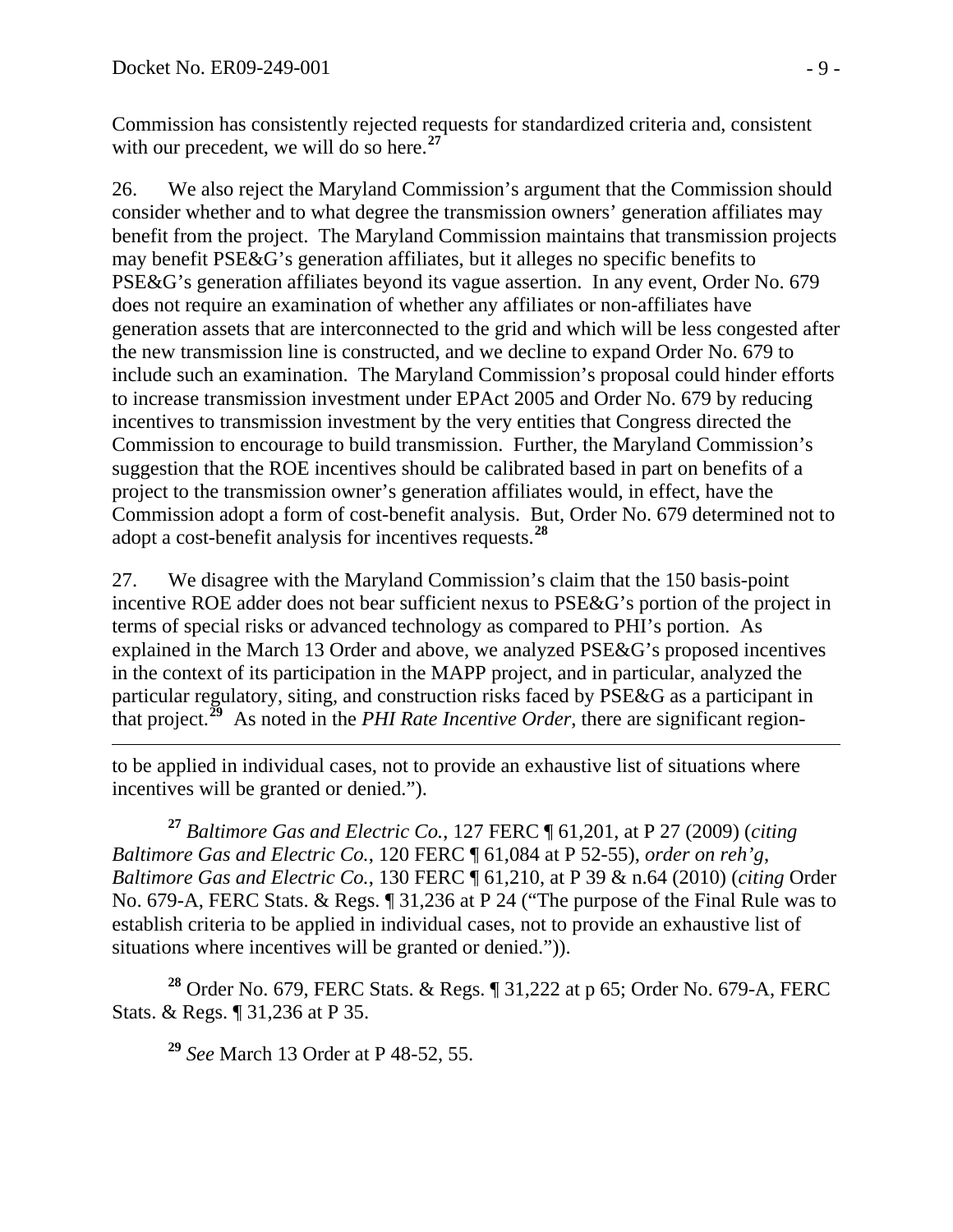Commission has consistently rejected requests for standardized criteria and, consistent with our precedent, we will do so here.[27]

26. We also reject the Maryland Commission's argument that the Commission should consider whether and to what degree the transmission owners' generation affiliates may benefit from the project. The Maryland Commission maintains that transmission projects may benefit PSE&G's generation affiliates, but it alleges no specific benefits to PSE&G's generation affiliates beyond its vague assertion. In any event, Order No. 679 does not require an examination of whether any affiliates or non-affiliates have generation assets that are interconnected to the grid and which will be less congested after the new transmission line is constructed, and we decline to expand Order No. 679 to include such an examination. The Maryland Commission's proposal could hinder efforts to increase transmission investment under EPAct 2005 and Order No. 679 by reducing incentives to transmission investment by the very entities that Congress directed the Commission to encourage to build transmission. Further, the Maryland Commission's suggestion that the ROE incentives should be calibrated based in part on benefits of a project to the transmission owner's generation affiliates would, in effect, have the Commission adopt a form of cost-benefit analysis. But, Order No. 679 determined not to adopt a cost-benefit analysis for incentives requests.[28]

27. We disagree with the Maryland Commission's claim that the 150 basis-point incentive ROE adder does not bear sufficient nexus to PSE&G's portion of the project in terms of special risks or advanced technology as compared to PHI's portion. As explained in the March 13 Order and above, we analyzed PSE&G's proposed incentives in the context of its participation in the MAPP project, and in particular, analyzed the particular regulatory, siting, and construction risks faced by PSE&G as a participant in that project.[29] As noted in the *PHI Rate Incentive Order*, there are significant region-

---

to be applied in individual cases, not to provide an exhaustive list of situations where incentives will be granted or denied.").

[27] *Baltimore Gas and Electric Co.*, 127 FERC ¶ 61,201, at P 27 (2009) (*citing Baltimore Gas and Electric Co.*, 120 FERC ¶ 61,084 at P 52-55), *order on reh'g*, *Baltimore Gas and Electric Co.*, 130 FERC ¶ 61,210, at P 39 & n.64 (2010) (*citing* Order No. 679-A, FERC Stats. & Regs. ¶ 31,236 at P 24 ("The purpose of the Final Rule was to establish criteria to be applied in individual cases, not to provide an exhaustive list of situations where incentives will be granted or denied.")).

[28] Order No. 679, FERC Stats. & Regs. ¶ 31,222 at p 65; Order No. 679-A, FERC Stats. & Regs. ¶ 31,236 at P 35.

[29] *See* March 13 Order at P 48-52, 55.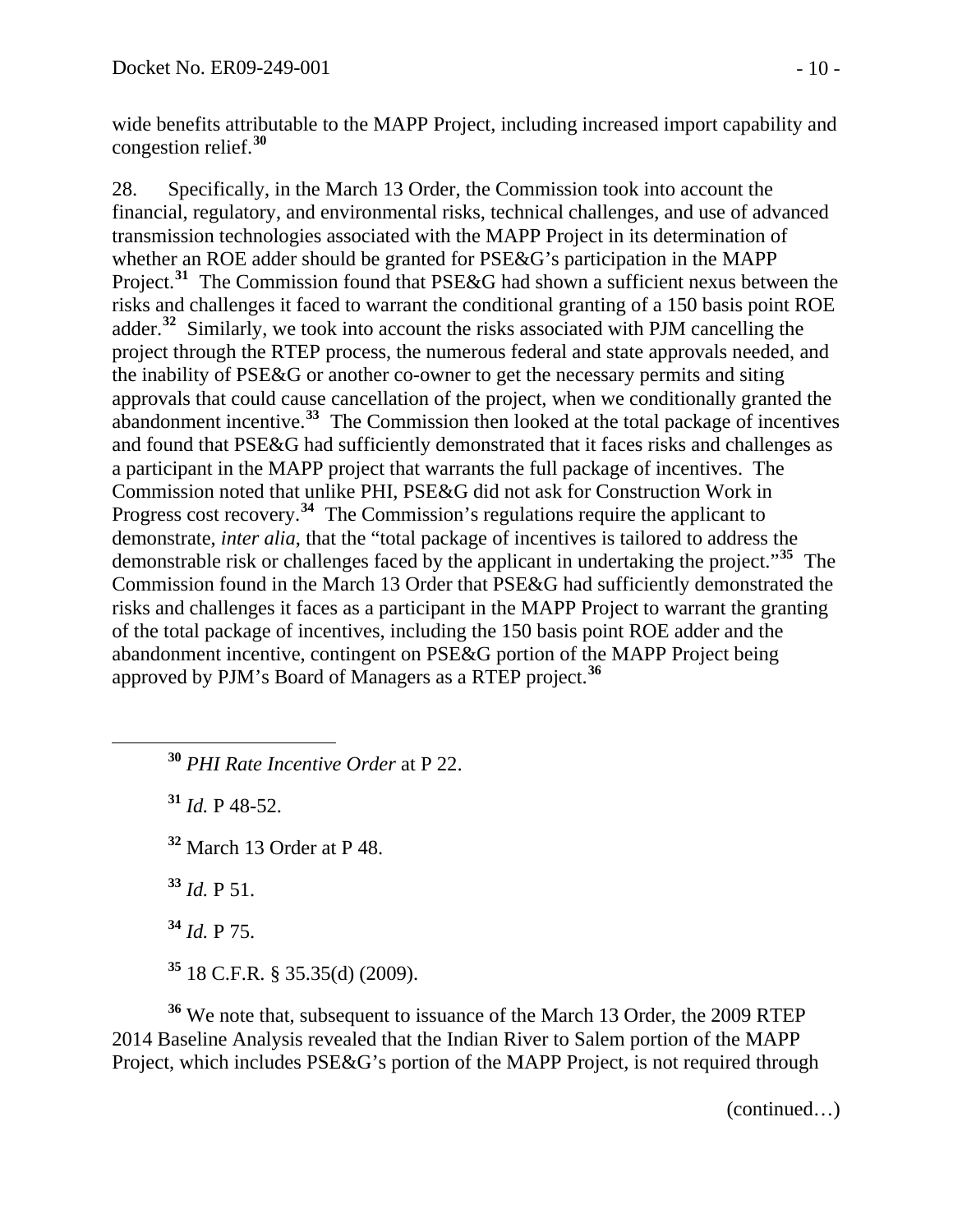wide benefits attributable to the MAPP Project, including increased import capability and congestion relief.[30]

28. Specifically, in the March 13 Order, the Commission took into account the financial, regulatory, and environmental risks, technical challenges, and use of advanced transmission technologies associated with the MAPP Project in its determination of whether an ROE adder should be granted for PSE&G's participation in the MAPP Project.[31] The Commission found that PSE&G had shown a sufficient nexus between the risks and challenges it faced to warrant the conditional granting of a 150 basis point ROE adder.[32] Similarly, we took into account the risks associated with PJM cancelling the project through the RTEP process, the numerous federal and state approvals needed, and the inability of PSE&G or another co-owner to get the necessary permits and siting approvals that could cause cancellation of the project, when we conditionally granted the abandonment incentive.[33] The Commission then looked at the total package of incentives and found that PSE&G had sufficiently demonstrated that it faces risks and challenges as a participant in the MAPP project that warrants the full package of incentives. The Commission noted that unlike PHI, PSE&G did not ask for Construction Work in Progress cost recovery.[34] The Commission's regulations require the applicant to demonstrate, *inter alia*, that the "total package of incentives is tailored to address the demonstrable risk or challenges faced by the applicant in undertaking the project."[35] The Commission found in the March 13 Order that PSE&G had sufficiently demonstrated the risks and challenges it faces as a participant in the MAPP Project to warrant the granting of the total package of incentives, including the 150 basis point ROE adder and the abandonment incentive, contingent on PSE&G portion of the MAPP Project being approved by PJM's Board of Managers as a RTEP project.[36]

[30] *PHI Rate Incentive Order* at P 22.

[31] *Id.* P 48-52.

[32] March 13 Order at P 48.

[33] *Id.* P 51.

[34] *Id.* P 75.

[35] 18 C.F.R. § 35.35(d) (2009).

[36] We note that, subsequent to issuance of the March 13 Order, the 2009 RTEP 2014 Baseline Analysis revealed that the Indian River to Salem portion of the MAPP Project, which includes PSE&G's portion of the MAPP Project, is not required through

(continued…)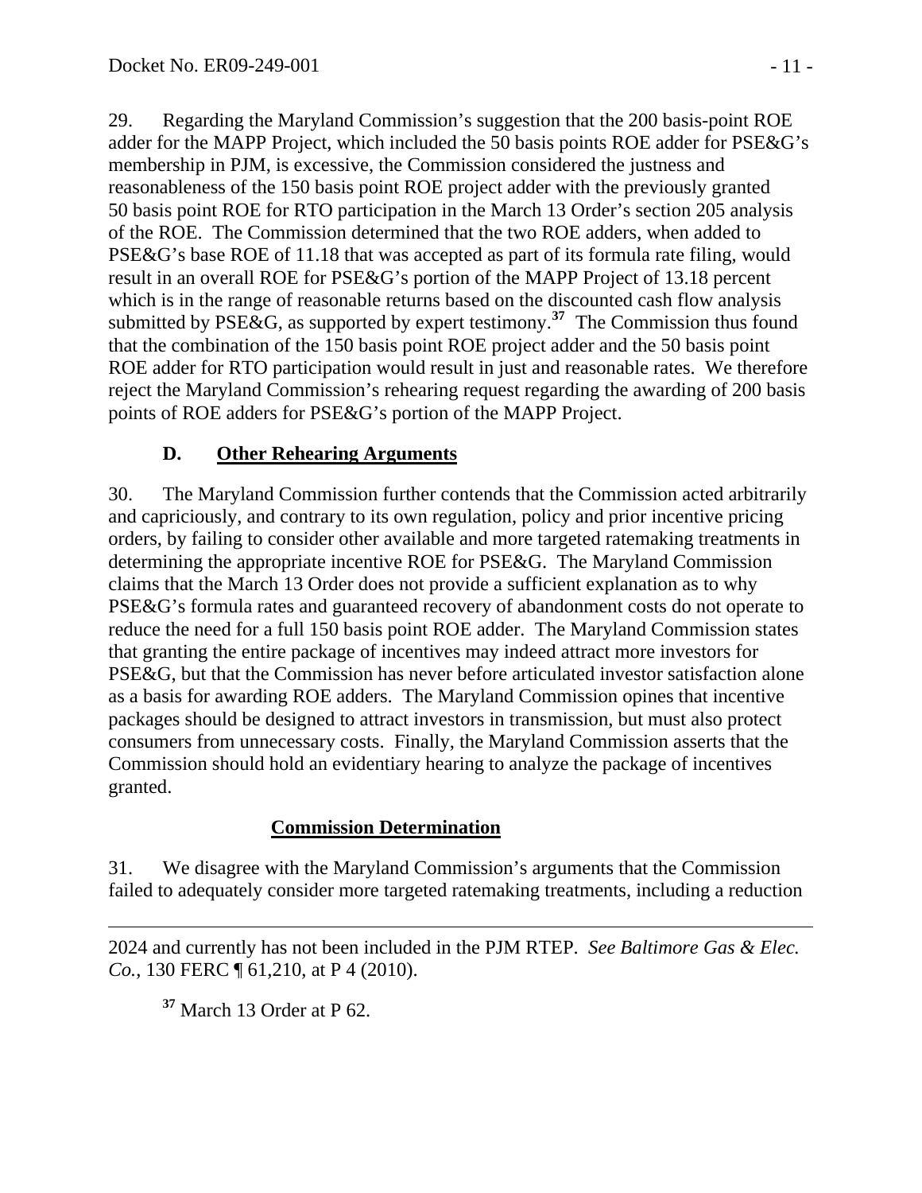29. Regarding the Maryland Commission's suggestion that the 200 basis-point ROE adder for the MAPP Project, which included the 50 basis points ROE adder for PSE&G's membership in PJM, is excessive, the Commission considered the justness and reasonableness of the 150 basis point ROE project adder with the previously granted 50 basis point ROE for RTO participation in the March 13 Order's section 205 analysis of the ROE. The Commission determined that the two ROE adders, when added to PSE&G's base ROE of 11.18 that was accepted as part of its formula rate filing, would result in an overall ROE for PSE&G's portion of the MAPP Project of 13.18 percent which is in the range of reasonable returns based on the discounted cash flow analysis submitted by PSE&G, as supported by expert testimony.[37] The Commission thus found that the combination of the 150 basis point ROE project adder and the 50 basis point ROE adder for RTO participation would result in just and reasonable rates. We therefore reject the Maryland Commission's rehearing request regarding the awarding of 200 basis points of ROE adders for PSE&G's portion of the MAPP Project.

### D. Other Rehearing Arguments

30. The Maryland Commission further contends that the Commission acted arbitrarily and capriciously, and contrary to its own regulation, policy and prior incentive pricing orders, by failing to consider other available and more targeted ratemaking treatments in determining the appropriate incentive ROE for PSE&G. The Maryland Commission claims that the March 13 Order does not provide a sufficient explanation as to why PSE&G's formula rates and guaranteed recovery of abandonment costs do not operate to reduce the need for a full 150 basis point ROE adder. The Maryland Commission states that granting the entire package of incentives may indeed attract more investors for PSE&G, but that the Commission has never before articulated investor satisfaction alone as a basis for awarding ROE adders. The Maryland Commission opines that incentive packages should be designed to attract investors in transmission, but must also protect consumers from unnecessary costs. Finally, the Maryland Commission asserts that the Commission should hold an evidentiary hearing to analyze the package of incentives granted.

#### Commission Determination

31. We disagree with the Maryland Commission's arguments that the Commission failed to adequately consider more targeted ratemaking treatments, including a reduction

---

2024 and currently has not been included in the PJM RTEP. *See Baltimore Gas & Elec. Co.*, 130 FERC ¶ 61,210, at P 4 (2010).

[37] March 13 Order at P 62.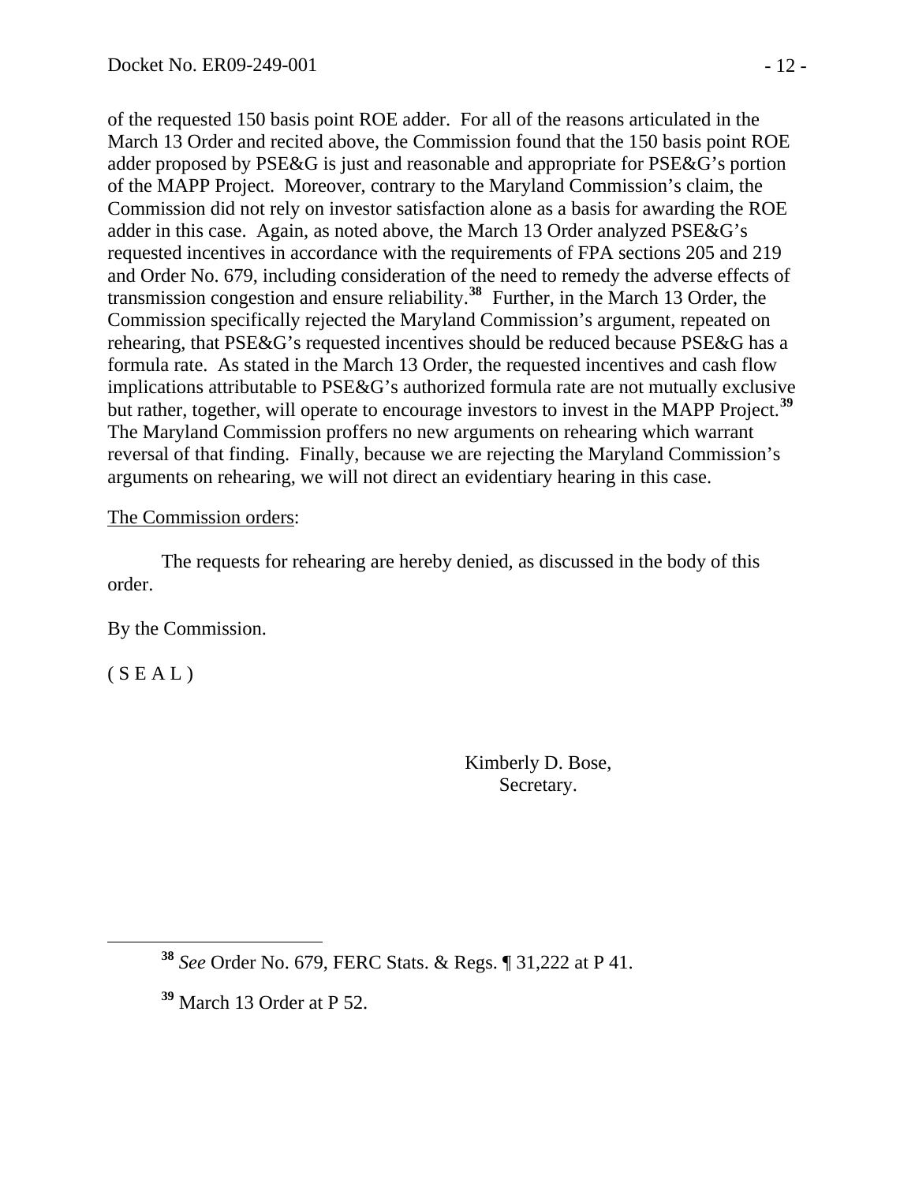of the requested 150 basis point ROE adder. For all of the reasons articulated in the March 13 Order and recited above, the Commission found that the 150 basis point ROE adder proposed by PSE&G is just and reasonable and appropriate for PSE&G's portion of the MAPP Project. Moreover, contrary to the Maryland Commission's claim, the Commission did not rely on investor satisfaction alone as a basis for awarding the ROE adder in this case. Again, as noted above, the March 13 Order analyzed PSE&G's requested incentives in accordance with the requirements of FPA sections 205 and 219 and Order No. 679, including consideration of the need to remedy the adverse effects of transmission congestion and ensure reliability.[38] Further, in the March 13 Order, the Commission specifically rejected the Maryland Commission's argument, repeated on rehearing, that PSE&G's requested incentives should be reduced because PSE&G has a formula rate. As stated in the March 13 Order, the requested incentives and cash flow implications attributable to PSE&G's authorized formula rate are not mutually exclusive but rather, together, will operate to encourage investors to invest in the MAPP Project.[39] The Maryland Commission proffers no new arguments on rehearing which warrant reversal of that finding. Finally, because we are rejecting the Maryland Commission's arguments on rehearing, we will not direct an evidentiary hearing in this case.

<u>The Commission orders</u>:

The requests for rehearing are hereby denied, as discussed in the body of this order.

By the Commission.

( S E A L )

Kimberly D. Bose,
Secretary.

---

[38] *See* Order No. 679, FERC Stats. & Regs. ¶ 31,222 at P 41.

[39] March 13 Order at P 52.